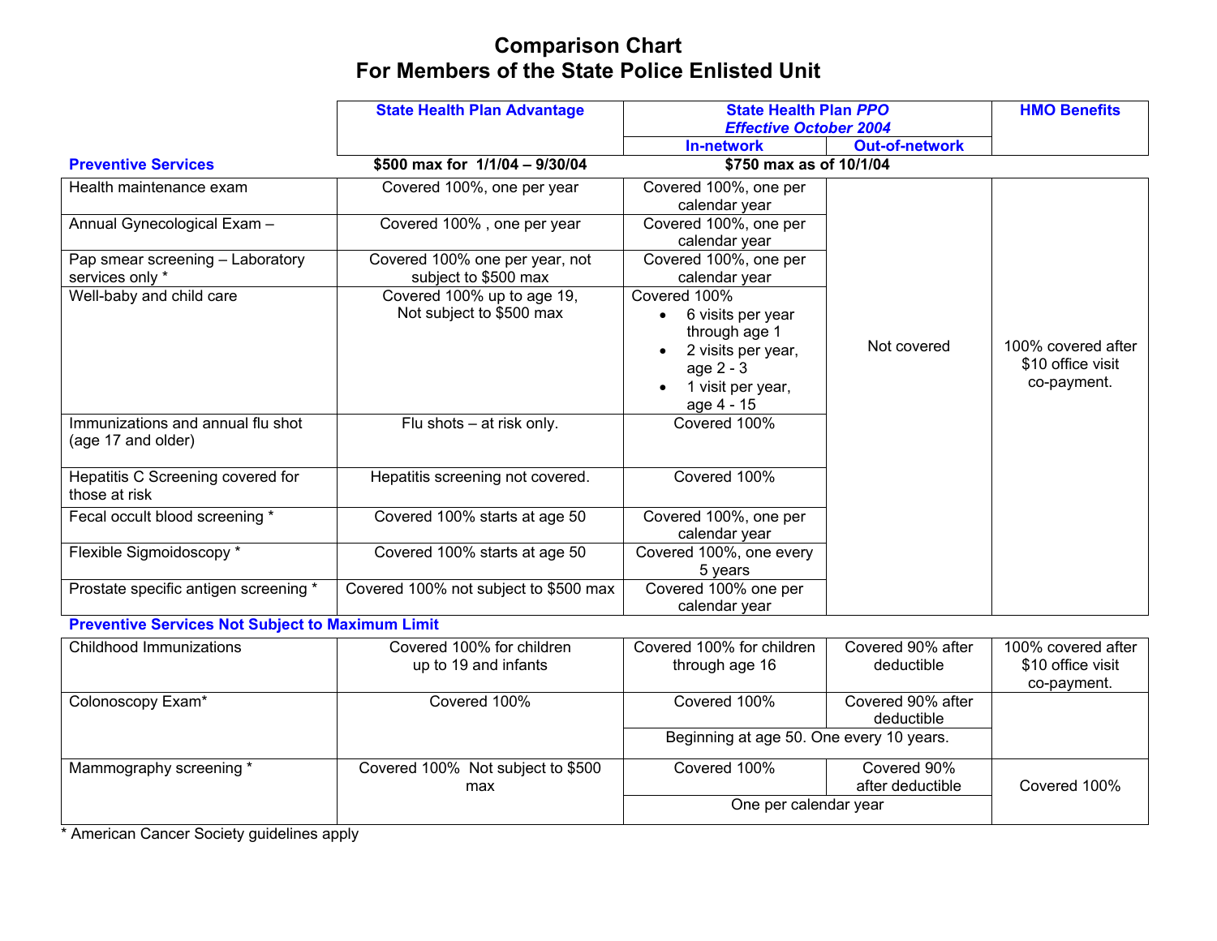# Comparison Chart
# For Members of the State Police Enlisted Unit

| | State Health Plan Advantage | State Health Plan *PPO* *Effective October 2004* | | HMO Benefits |
|---|---|---|---|---|
| | | In-network | Out-of-network | |
| **Preventive Services** | **$500 max for 1/1/04 – 9/30/04** | **$750 max as of 10/1/04** | | |
| Health maintenance exam | Covered 100%, one per year | Covered 100%, one per calendar year | Not covered | 100% covered after $10 office visit co-payment. |
| Annual Gynecological Exam – | Covered 100% , one per year | Covered 100%, one per calendar year | Not covered | 100% covered after $10 office visit co-payment. |
| Pap smear screening – Laboratory services only * | Covered 100% one per year, not subject to $500 max | Covered 100%, one per calendar year | Not covered | 100% covered after $10 office visit co-payment. |
| Well-baby and child care | Covered 100% up to age 19, Not subject to $500 max | Covered 100%<br>• 6 visits per year through age 1<br>• 2 visits per year, age 2 - 3<br>• 1 visit per year, age 4 - 15 | Not covered | 100% covered after $10 office visit co-payment. |
| Immunizations and annual flu shot (age 17 and older) | Flu shots – at risk only. | Covered 100% | Not covered | 100% covered after $10 office visit co-payment. |
| Hepatitis C Screening covered for those at risk | Hepatitis screening not covered. | Covered 100% | Not covered | 100% covered after $10 office visit co-payment. |
| Fecal occult blood screening * | Covered 100% starts at age 50 | Covered 100%, one per calendar year | Not covered | 100% covered after $10 office visit co-payment. |
| Flexible Sigmoidoscopy * | Covered 100% starts at age 50 | Covered 100%, one every 5 years | Not covered | 100% covered after $10 office visit co-payment. |
| Prostate specific antigen screening * | Covered 100% not subject to $500 max | Covered 100% one per calendar year | Not covered | 100% covered after $10 office visit co-payment. |
| **Preventive Services Not Subject to Maximum Limit** | | | | |
| Childhood Immunizations | Covered 100% for children up to 19 and infants | Covered 100% for children through age 16 | Covered 90% after deductible | 100% covered after $10 office visit co-payment. |
| Colonoscopy Exam* | Covered 100% | Covered 100%<br>Beginning at age 50. One every 10 years. | Covered 90% after deductible<br>Beginning at age 50. One every 10 years. | |
| Mammography screening * | Covered 100% Not subject to $500 max | Covered 100%<br>One per calendar year | Covered 90% after deductible<br>One per calendar year | Covered 100% |

* American Cancer Society guidelines apply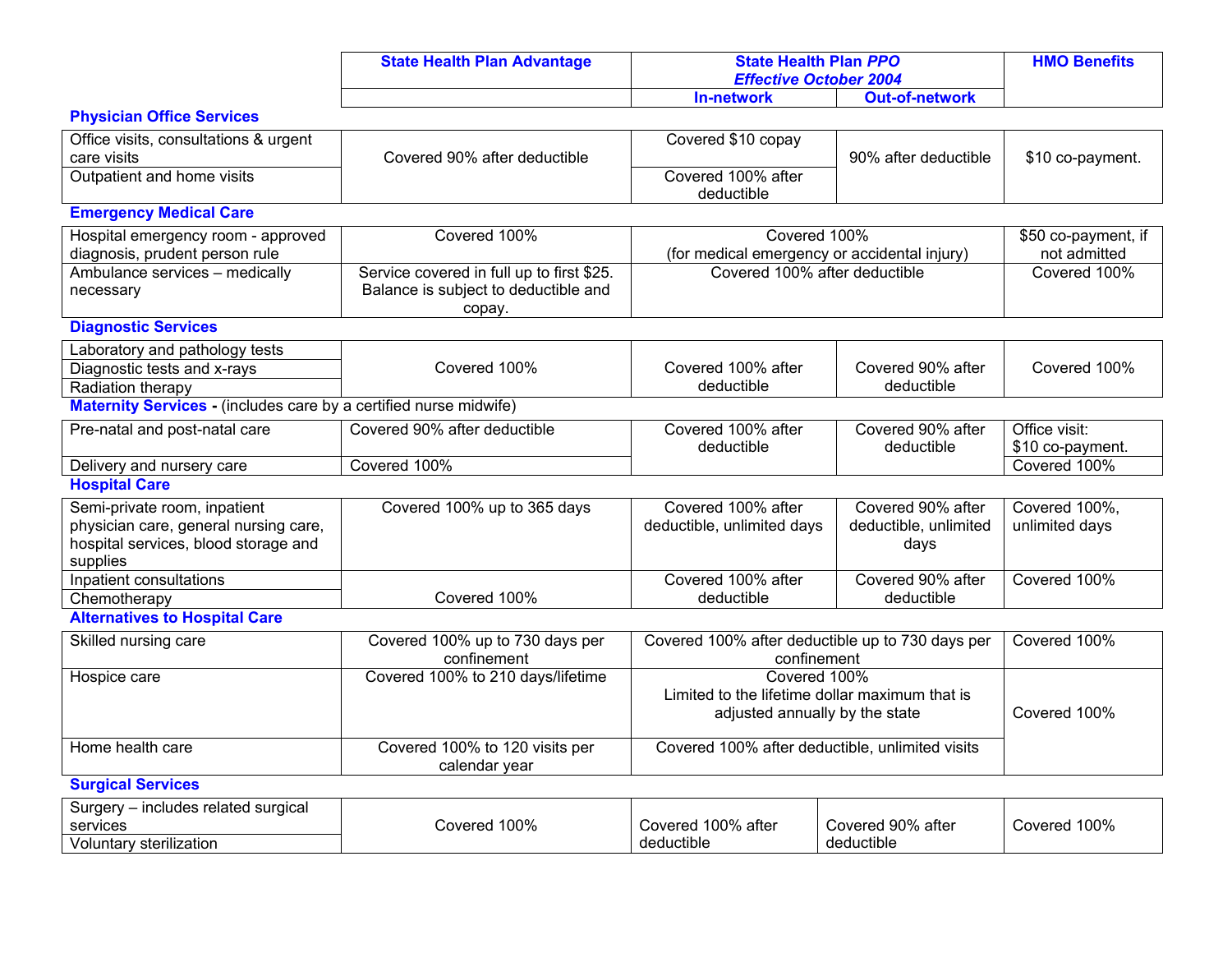| | State Health Plan Advantage | State Health Plan *PPO* *Effective October 2004* | | HMO Benefits |
|---|---|---|---|---|
| | | In-network | Out-of-network | |
| **Physician Office Services** | | | | |
| Office visits, consultations & urgent care visits | Covered 90% after deductible | Covered $10 copay | 90% after deductible | $10 co-payment. |
| Outpatient and home visits | Covered 90% after deductible | Covered 100% after deductible | 90% after deductible | $10 co-payment. |
| **Emergency Medical Care** | | | | |
| Hospital emergency room - approved diagnosis, prudent person rule | Covered 100% | Covered 100% (for medical emergency or accidental injury) | | $50 co-payment, if not admitted |
| Ambulance services – medically necessary | Service covered in full up to first $25. Balance is subject to deductible and copay. | Covered 100% after deductible | | Covered 100% |
| **Diagnostic Services** | | | | |
| Laboratory and pathology tests | Covered 100% | Covered 100% after deductible | Covered 90% after deductible | Covered 100% |
| Diagnostic tests and x-rays | Covered 100% | Covered 100% after deductible | Covered 90% after deductible | Covered 100% |
| Radiation therapy | Covered 100% | Covered 100% after deductible | Covered 90% after deductible | Covered 100% |
| **Maternity Services** - (includes care by a certified nurse midwife) | | | | |
| Pre-natal and post-natal care | Covered 90% after deductible | Covered 100% after deductible | Covered 90% after deductible | Office visit: $10 co-payment. |
| Delivery and nursery care | Covered 100% | Covered 100% after deductible | Covered 90% after deductible | Covered 100% |
| **Hospital Care** | | | | |
| Semi-private room, inpatient physician care, general nursing care, hospital services, blood storage and supplies | Covered 100% up to 365 days | Covered 100% after deductible, unlimited days | Covered 90% after deductible, unlimited days | Covered 100%, unlimited days |
| Inpatient consultations | Covered 100% | Covered 100% after deductible | Covered 90% after deductible | Covered 100% |
| Chemotherapy | Covered 100% | Covered 100% after deductible | Covered 90% after deductible | Covered 100% |
| **Alternatives to Hospital Care** | | | | |
| Skilled nursing care | Covered 100% up to 730 days per confinement | Covered 100% after deductible up to 730 days per confinement | | Covered 100% |
| Hospice care | Covered 100% to 210 days/lifetime | Covered 100% Limited to the lifetime dollar maximum that is adjusted annually by the state | | Covered 100% |
| Home health care | Covered 100% to 120 visits per calendar year | Covered 100% after deductible, unlimited visits | | Covered 100% |
| **Surgical Services** | | | | |
| Surgery – includes related surgical services | Covered 100% | Covered 100% after deductible | Covered 90% after deductible | Covered 100% |
| Voluntary sterilization | Covered 100% | Covered 100% after deductible | Covered 90% after deductible | Covered 100% |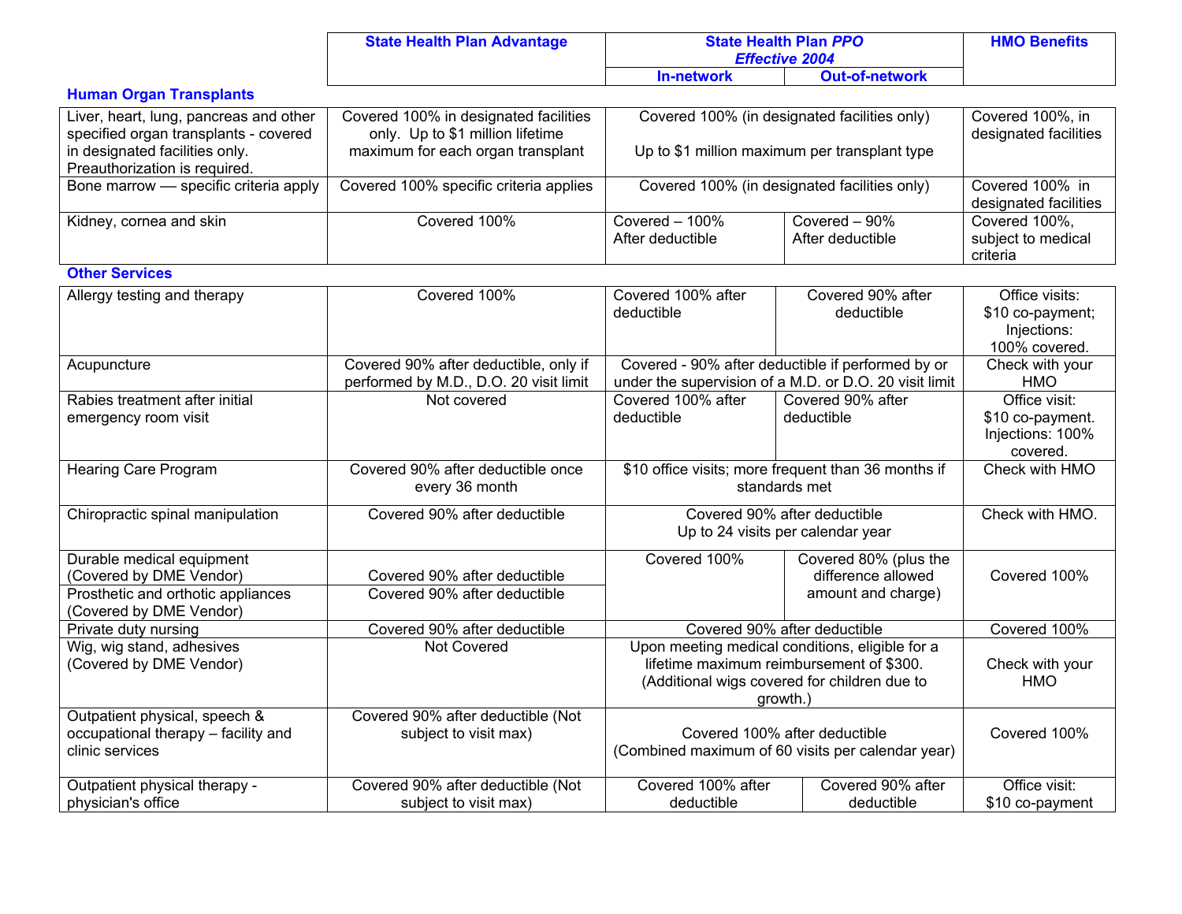| | State Health Plan Advantage | State Health Plan *PPO* *Effective 2004* | | HMO Benefits |
|---|---|---|---|---|
| | | In-network | Out-of-network | |
| **Human Organ Transplants** | | | | |
| Liver, heart, lung, pancreas and other specified organ transplants - covered in designated facilities only. Preauthorization is required. | Covered 100% in designated facilities only. Up to $1 million lifetime maximum for each organ transplant | Covered 100% (in designated facilities only) Up to $1 million maximum per transplant type | | Covered 100%, in designated facilities |
| Bone marrow — specific criteria apply | Covered 100% specific criteria applies | Covered 100% (in designated facilities only) | | Covered 100% in designated facilities |
| Kidney, cornea and skin | Covered 100% | Covered – 100% After deductible | Covered – 90% After deductible | Covered 100%, subject to medical criteria |
| **Other Services** | | | | |
| Allergy testing and therapy | Covered 100% | Covered 100% after deductible | Covered 90% after deductible | Office visits: $10 co-payment; Injections: 100% covered. |
| Acupuncture | Covered 90% after deductible, only if performed by M.D., D.O. 20 visit limit | Covered - 90% after deductible if performed by or under the supervision of a M.D. or D.O. 20 visit limit | | Check with your HMO |
| Rabies treatment after initial emergency room visit | Not covered | Covered 100% after deductible | Covered 90% after deductible | Office visit: $10 co-payment. Injections: 100% covered. |
| Hearing Care Program | Covered 90% after deductible once every 36 month | $10 office visits; more frequent than 36 months if standards met | | Check with HMO |
| Chiropractic spinal manipulation | Covered 90% after deductible | Covered 90% after deductible Up to 24 visits per calendar year | | Check with HMO. |
| Durable medical equipment (Covered by DME Vendor) | Covered 90% after deductible | Covered 100% | Covered 80% (plus the difference allowed amount and charge) | Covered 100% |
| Prosthetic and orthotic appliances (Covered by DME Vendor) | Covered 90% after deductible | | | |
| Private duty nursing | Covered 90% after deductible | Covered 90% after deductible | | Covered 100% |
| Wig, wig stand, adhesives (Covered by DME Vendor) | Not Covered | Upon meeting medical conditions, eligible for a lifetime maximum reimbursement of $300. (Additional wigs covered for children due to growth.) | | Check with your HMO |
| Outpatient physical, speech & occupational therapy – facility and clinic services | Covered 90% after deductible (Not subject to visit max) | Covered 100% after deductible (Combined maximum of 60 visits per calendar year) | | Covered 100% |
| Outpatient physical therapy - physician's office | Covered 90% after deductible (Not subject to visit max) | Covered 100% after deductible | Covered 90% after deductible | Office visit: $10 co-payment |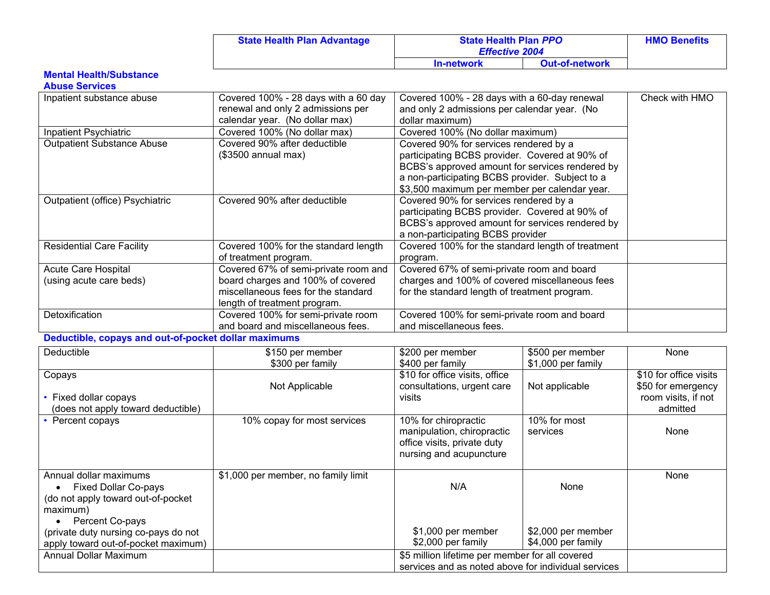| | State Health Plan Advantage | State Health Plan *PPO* *Effective 2004* | | HMO Benefits |
|---|---|---|---|---|
| | | In-network | Out-of-network | |
| **Mental Health/Substance Abuse Services** | | | | |
| Inpatient substance abuse | Covered 100% - 28 days with a 60 day renewal and only 2 admissions per calendar year. (No dollar max) | Covered 100% - 28 days with a 60-day renewal and only 2 admissions per calendar year. (No dollar maximum) | | Check with HMO |
| Inpatient Psychiatric | Covered 100% (No dollar max) | Covered 100% (No dollar maximum) | | |
| Outpatient Substance Abuse | Covered 90% after deductible ($3500 annual max) | Covered 90% for services rendered by a participating BCBS provider. Covered at 90% of BCBS's approved amount for services rendered by a non-participating BCBS provider. Subject to a $3,500 maximum per member per calendar year. | | |
| Outpatient (office) Psychiatric | Covered 90% after deductible | Covered 90% for services rendered by a participating BCBS provider. Covered at 90% of BCBS's approved amount for services rendered by a non-participating BCBS provider | | |
| Residential Care Facility | Covered 100% for the standard length of treatment program. | Covered 100% for the standard length of treatment program. | | |
| Acute Care Hospital (using acute care beds) | Covered 67% of semi-private room and board charges and 100% of covered miscellaneous fees for the standard length of treatment program. | Covered 67% of semi-private room and board charges and 100% of covered miscellaneous fees for the standard length of treatment program. | | |
| Detoxification | Covered 100% for semi-private room and board and miscellaneous fees. | Covered 100% for semi-private room and board and miscellaneous fees. | | |
| **Deductible, copays and out-of-pocket dollar maximums** | | | | |
| Deductible | $150 per member<br>$300 per family | $200 per member<br>$400 per family | $500 per member<br>$1,000 per family | None |
| Copays<br>• Fixed dollar copays (does not apply toward deductible) | Not Applicable | $10 for office visits, office consultations, urgent care visits | Not applicable | $10 for office visits<br>$50 for emergency room visits, if not admitted |
| • Percent copays | 10% copay for most services | 10% for chiropractic manipulation, chiropractic office visits, private duty nursing and acupuncture | 10% for most services | None |
| Annual dollar maximums<br>• Fixed Dollar Co-pays (do not apply toward out-of-pocket maximum)<br>• Percent Co-pays (private duty nursing co-pays do not apply toward out-of-pocket maximum) | $1,000 per member, no family limit | N/A<br><br>$1,000 per member<br>$2,000 per family | None<br><br>$2,000 per member<br>$4,000 per family | None |
| Annual Dollar Maximum | | $5 million lifetime per member for all covered services and as noted above for individual services | | |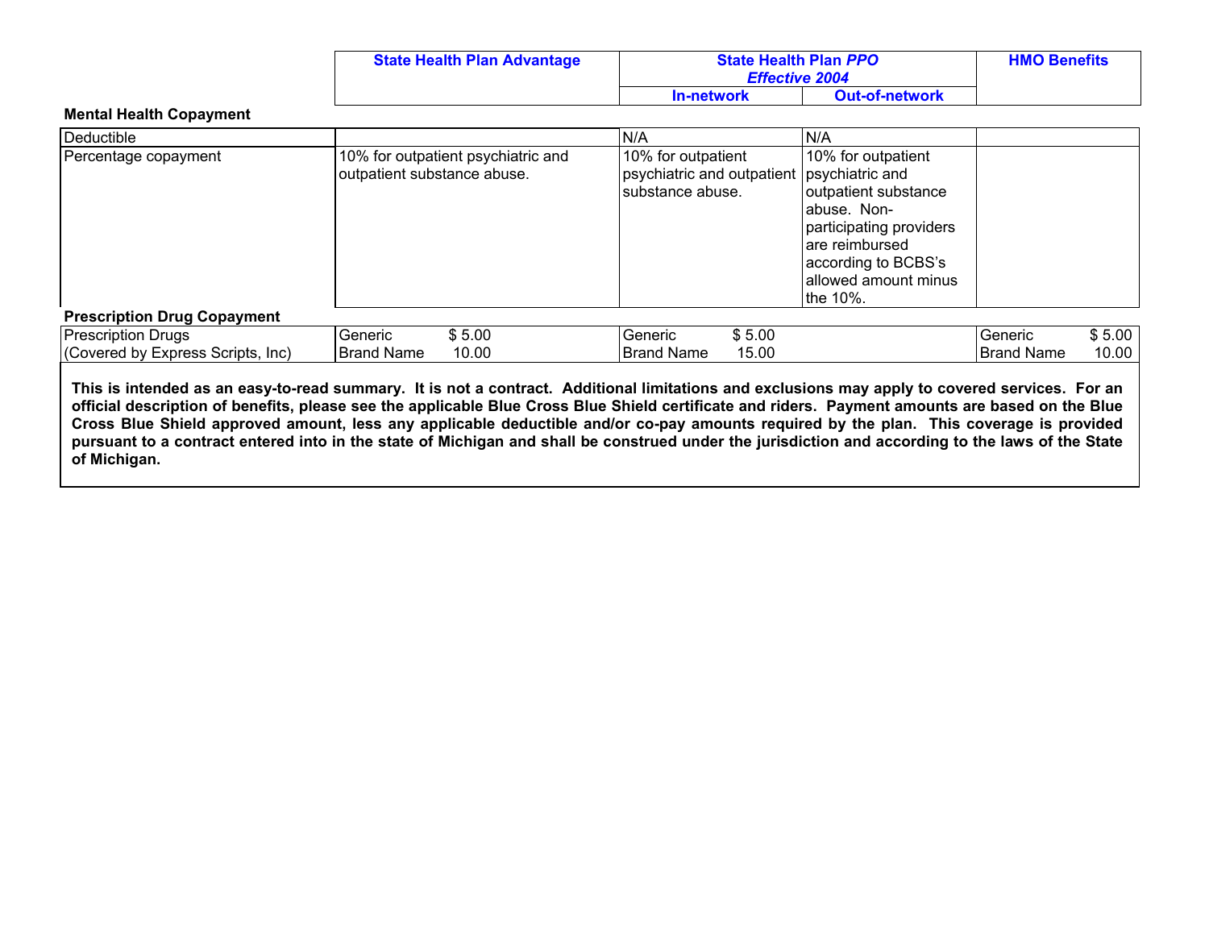| | State Health Plan Advantage | State Health Plan *PPO* *Effective 2004* | | HMO Benefits |
|---|---|---|---|---|
| | | In-network | Out-of-network | |
| **Mental Health Copayment** | | | | |
| Deductible | | N/A | N/A | |
| Percentage copayment | 10% for outpatient psychiatric and outpatient substance abuse. | 10% for outpatient psychiatric and outpatient substance abuse. | 10% for outpatient psychiatric and outpatient substance abuse. Non-participating providers are reimbursed according to BCBS's allowed amount minus the 10%. | |
| **Prescription Drug Copayment** | | | | |
| Prescription Drugs (Covered by Express Scripts, Inc) | Generic $ 5.00<br>Brand Name 10.00 | Generic $ 5.00<br>Brand Name 15.00 | | Generic $ 5.00<br>Brand Name 10.00 |

**This is intended as an easy-to-read summary. It is not a contract. Additional limitations and exclusions may apply to covered services. For an official description of benefits, please see the applicable Blue Cross Blue Shield certificate and riders. Payment amounts are based on the Blue Cross Blue Shield approved amount, less any applicable deductible and/or co-pay amounts required by the plan. This coverage is provided pursuant to a contract entered into in the state of Michigan and shall be construed under the jurisdiction and according to the laws of the State of Michigan.**